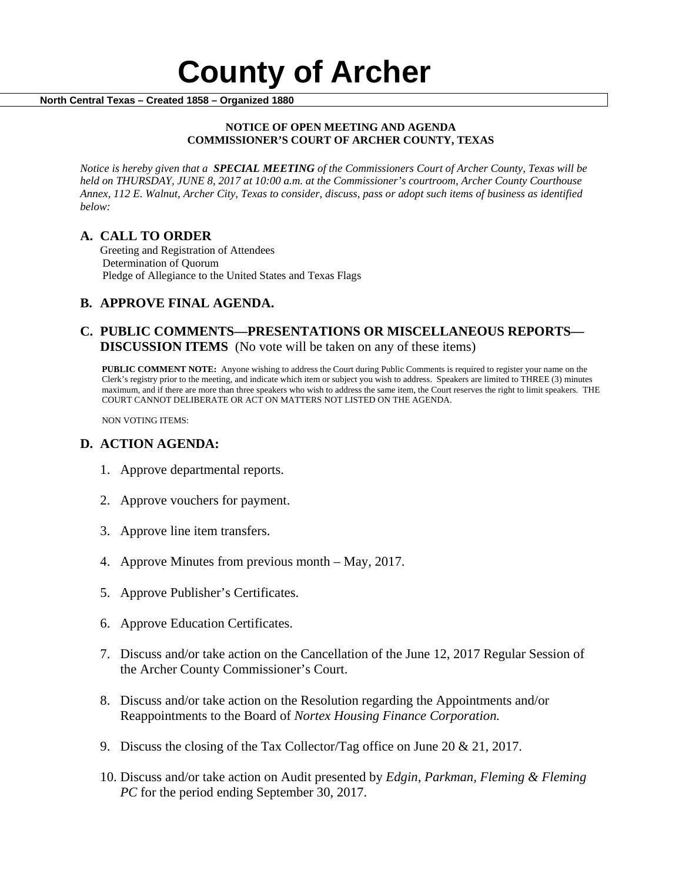# County of Archer

**North Central Texas – Created 1858 – Organized 1880**

**NOTICE OF OPEN MEETING AND AGENDA**
**COMMISSIONER'S COURT OF ARCHER COUNTY, TEXAS**

*Notice is hereby given that a* ***SPECIAL MEETING*** *of the Commissioners Court of Archer County, Texas will be held on THURSDAY, JUNE 8, 2017 at 10:00 a.m. at the Commissioner's courtroom, Archer County Courthouse Annex, 112 E. Walnut, Archer City, Texas to consider, discuss, pass or adopt such items of business as identified below:*

## A. CALL TO ORDER

Greeting and Registration of Attendees
Determination of Quorum
Pledge of Allegiance to the United States and Texas Flags

## B. APPROVE FINAL AGENDA.

## C. PUBLIC COMMENTS—PRESENTATIONS OR MISCELLANEOUS REPORTS—DISCUSSION ITEMS (No vote will be taken on any of these items)

**PUBLIC COMMENT NOTE:** Anyone wishing to address the Court during Public Comments is required to register your name on the Clerk's registry prior to the meeting, and indicate which item or subject you wish to address. Speakers are limited to THREE (3) minutes maximum, and if there are more than three speakers who wish to address the same item, the Court reserves the right to limit speakers. THE COURT CANNOT DELIBERATE OR ACT ON MATTERS NOT LISTED ON THE AGENDA.

NON VOTING ITEMS:

## D. ACTION AGENDA:

1. Approve departmental reports.
2. Approve vouchers for payment.
3. Approve line item transfers.
4. Approve Minutes from previous month – May, 2017.
5. Approve Publisher's Certificates.
6. Approve Education Certificates.
7. Discuss and/or take action on the Cancellation of the June 12, 2017 Regular Session of the Archer County Commissioner's Court.
8. Discuss and/or take action on the Resolution regarding the Appointments and/or Reappointments to the Board of *Nortex Housing Finance Corporation.*
9. Discuss the closing of the Tax Collector/Tag office on June 20 & 21, 2017.
10. Discuss and/or take action on Audit presented by *Edgin, Parkman, Fleming & Fleming PC* for the period ending September 30, 2017.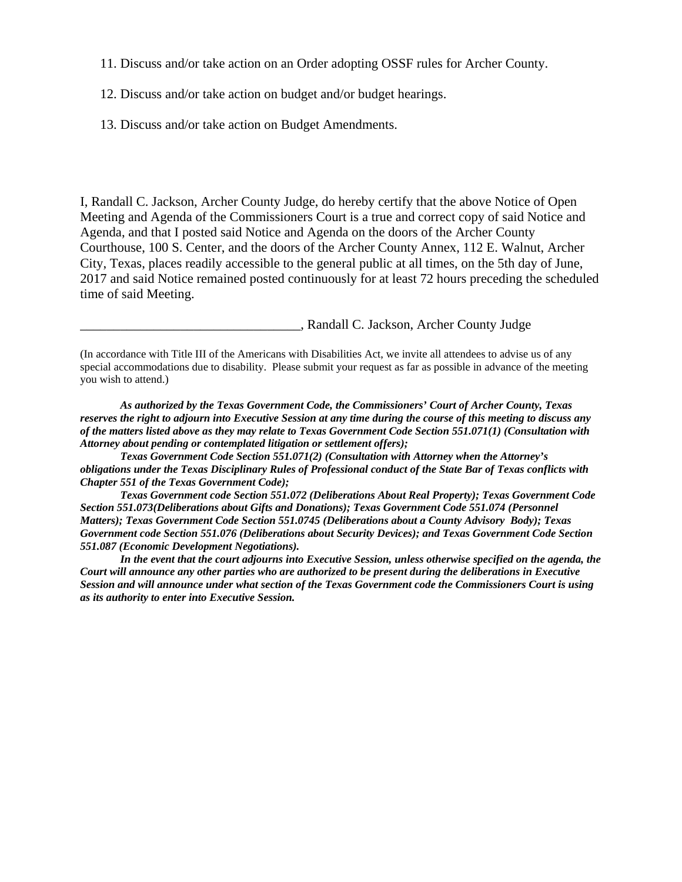11. Discuss and/or take action on an Order adopting OSSF rules for Archer County.

12. Discuss and/or take action on budget and/or budget hearings.

13. Discuss and/or take action on Budget Amendments.

I, Randall C. Jackson, Archer County Judge, do hereby certify that the above Notice of Open Meeting and Agenda of the Commissioners Court is a true and correct copy of said Notice and Agenda, and that I posted said Notice and Agenda on the doors of the Archer County Courthouse, 100 S. Center, and the doors of the Archer County Annex, 112 E. Walnut, Archer City, Texas, places readily accessible to the general public at all times, on the 5th day of June, 2017 and said Notice remained posted continuously for at least 72 hours preceding the scheduled time of said Meeting.

__________________________________, Randall C. Jackson, Archer County Judge

(In accordance with Title III of the Americans with Disabilities Act, we invite all attendees to advise us of any special accommodations due to disability. Please submit your request as far as possible in advance of the meeting you wish to attend.)

***As authorized by the Texas Government Code, the Commissioners' Court of Archer County, Texas reserves the right to adjourn into Executive Session at any time during the course of this meeting to discuss any of the matters listed above as they may relate to Texas Government Code Section 551.071(1) (Consultation with Attorney about pending or contemplated litigation or settlement offers);***

***Texas Government Code Section 551.071(2) (Consultation with Attorney when the Attorney's obligations under the Texas Disciplinary Rules of Professional conduct of the State Bar of Texas conflicts with Chapter 551 of the Texas Government Code);***

***Texas Government code Section 551.072 (Deliberations About Real Property); Texas Government Code Section 551.073(Deliberations about Gifts and Donations); Texas Government Code 551.074 (Personnel Matters); Texas Government Code Section 551.0745 (Deliberations about a County Advisory Body); Texas Government code Section 551.076 (Deliberations about Security Devices); and Texas Government Code Section 551.087 (Economic Development Negotiations).***

***In the event that the court adjourns into Executive Session, unless otherwise specified on the agenda, the Court will announce any other parties who are authorized to be present during the deliberations in Executive Session and will announce under what section of the Texas Government code the Commissioners Court is using as its authority to enter into Executive Session.***